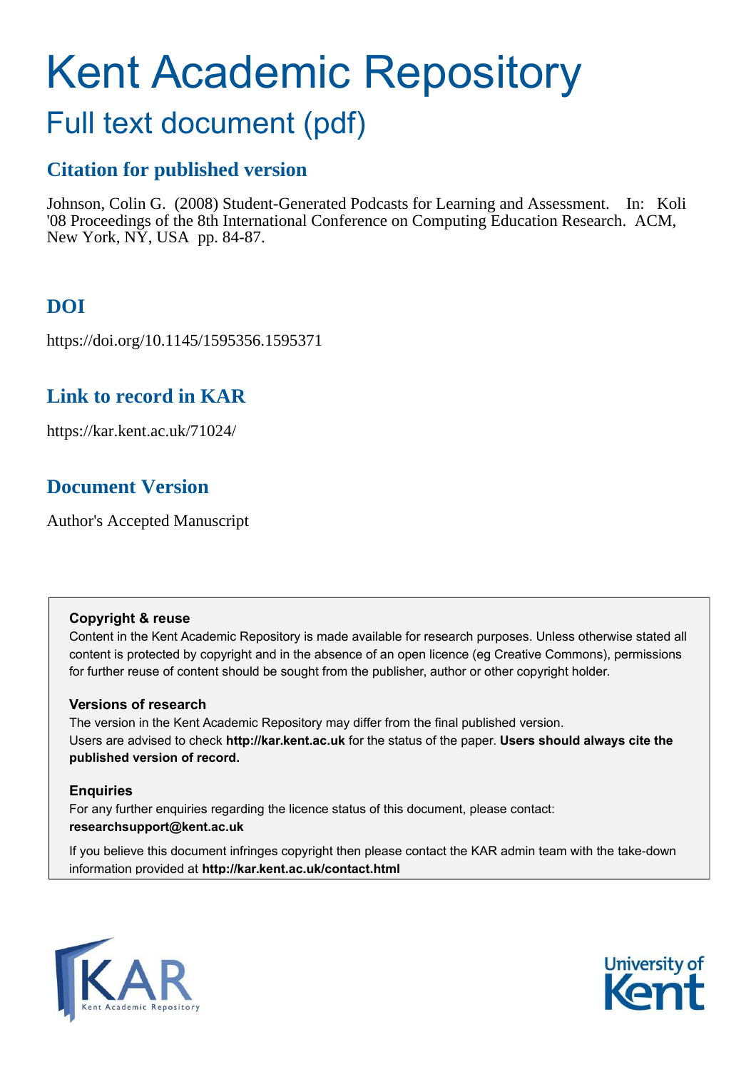# Kent Academic Repository

## Full text document (pdf)

### Citation for published version

Johnson, Colin G. (2008) Student-Generated Podcasts for Learning and Assessment. In: Koli '08 Proceedings of the 8th International Conference on Computing Education Research. ACM, New York, NY, USA pp. 84-87.

### DOI

https://doi.org/10.1145/1595356.1595371

### Link to record in KAR

https://kar.kent.ac.uk/71024/

### Document Version

Author's Accepted Manuscript

**Copyright & reuse**

Content in the Kent Academic Repository is made available for research purposes. Unless otherwise stated all content is protected by copyright and in the absence of an open licence (eg Creative Commons), permissions for further reuse of content should be sought from the publisher, author or other copyright holder.

**Versions of research**

The version in the Kent Academic Repository may differ from the final published version. Users are advised to check **http://kar.kent.ac.uk** for the status of the paper. **Users should always cite the published version of record.**

**Enquiries**

For any further enquiries regarding the licence status of this document, please contact: **researchsupport@kent.ac.uk**

If you believe this document infringes copyright then please contact the KAR admin team with the take-down information provided at **http://kar.kent.ac.uk/contact.html**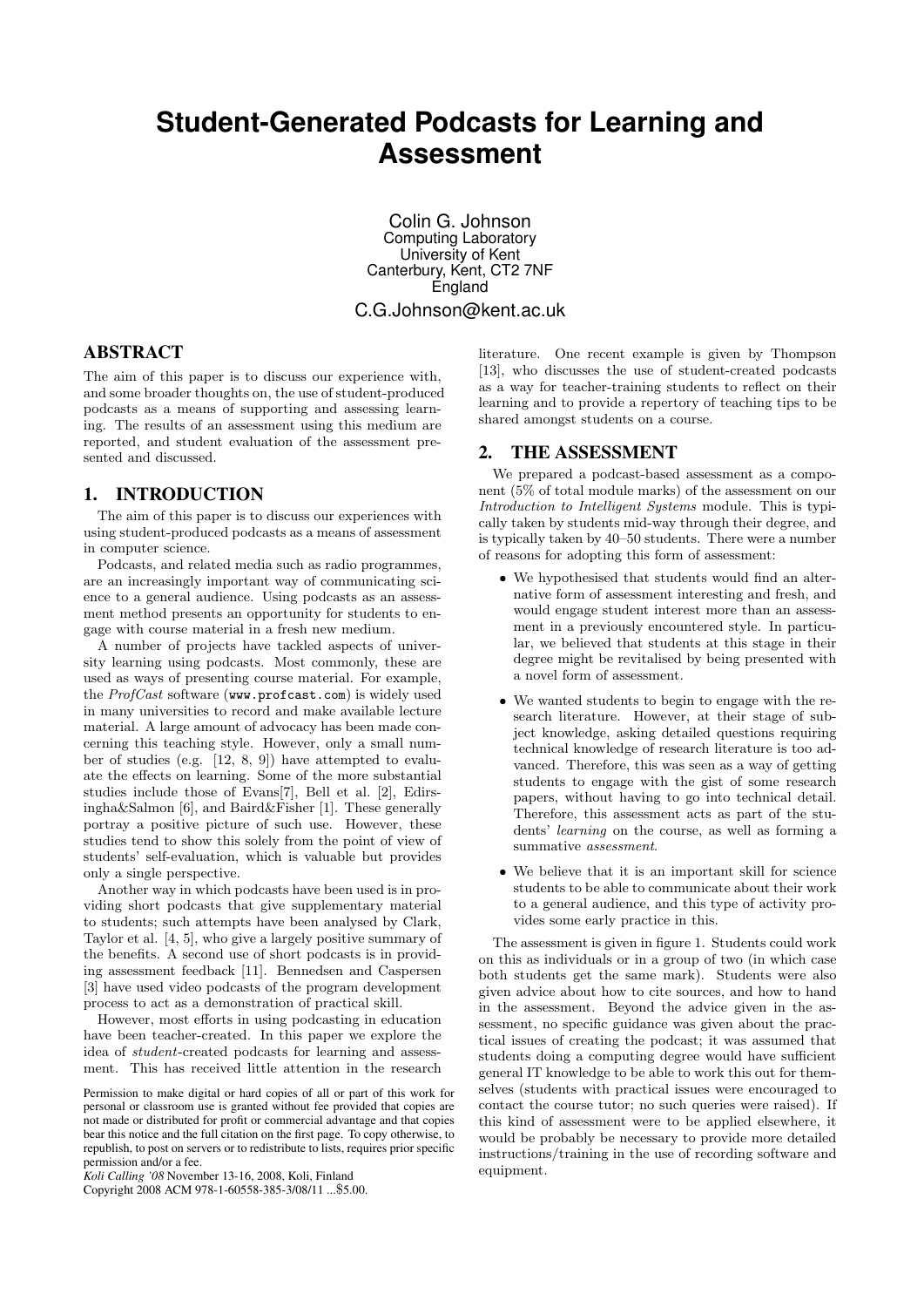# Student-Generated Podcasts for Learning and Assessment

Colin G. Johnson
Computing Laboratory
University of Kent
Canterbury, Kent, CT2 7NF
England
C.G.Johnson@kent.ac.uk

## ABSTRACT

The aim of this paper is to discuss our experience with, and some broader thoughts on, the use of student-produced podcasts as a means of supporting and assessing learning. The results of an assessment using this medium are reported, and student evaluation of the assessment presented and discussed.

## 1. INTRODUCTION

The aim of this paper is to discuss our experiences with using student-produced podcasts as a means of assessment in computer science.

Podcasts, and related media such as radio programmes, are an increasingly important way of communicating science to a general audience. Using podcasts as an assessment method presents an opportunity for students to engage with course material in a fresh new medium.

A number of projects have tackled aspects of university learning using podcasts. Most commonly, these are used as ways of presenting course material. For example, the *ProfCast* software (`www.profcast.com`) is widely used in many universities to record and make available lecture material. A large amount of advocacy has been made concerning this teaching style. However, only a small number of studies (e.g. [12, 8, 9]) have attempted to evaluate the effects on learning. Some of the more substantial studies include those of Evans[7], Bell et al. [2], Edirsingha&Salmon [6], and Baird&Fisher [1]. These generally portray a positive picture of such use. However, these studies tend to show this solely from the point of view of students' self-evaluation, which is valuable but provides only a single perspective.

Another way in which podcasts have been used is in providing short podcasts that give supplementary material to students; such attempts have been analysed by Clark, Taylor et al. [4, 5], who give a largely positive summary of the benefits. A second use of short podcasts is in providing assessment feedback [11]. Bennedsen and Caspersen [3] have used video podcasts of the program development process to act as a demonstration of practical skill.

However, most efforts in using podcasting in education have been teacher-created. In this paper we explore the idea of *student*-created podcasts for learning and assessment. This has received little attention in the research literature. One recent example is given by Thompson [13], who discusses the use of student-created podcasts as a way for teacher-training students to reflect on their learning and to provide a repertory of teaching tips to be shared amongst students on a course.

Permission to make digital or hard copies of all or part of this work for personal or classroom use is granted without fee provided that copies are not made or distributed for profit or commercial advantage and that copies bear this notice and the full citation on the first page. To copy otherwise, to republish, to post on servers or to redistribute to lists, requires prior specific permission and/or a fee.
*Koli Calling '08* November 13-16, 2008, Koli, Finland
Copyright 2008 ACM 978-1-60558-385-3/08/11 ...$5.00.

## 2. THE ASSESSMENT

We prepared a podcast-based assessment as a component (5% of total module marks) of the assessment on our *Introduction to Intelligent Systems* module. This is typically taken by students mid-way through their degree, and is typically taken by 40–50 students. There were a number of reasons for adopting this form of assessment:

- We hypothesised that students would find an alternative form of assessment interesting and fresh, and would engage student interest more than an assessment in a previously encountered style. In particular, we believed that students at this stage in their degree might be revitalised by being presented with a novel form of assessment.
- We wanted students to begin to engage with the research literature. However, at their stage of subject knowledge, asking detailed questions requiring technical knowledge of research literature is too advanced. Therefore, this was seen as a way of getting students to engage with the gist of some research papers, without having to go into technical detail. Therefore, this assessment acts as part of the students' *learning* on the course, as well as forming a summative *assessment*.
- We believe that it is an important skill for science students to be able to communicate about their work to a general audience, and this type of activity provides some early practice in this.

The assessment is given in figure 1. Students could work on this as individuals or in a group of two (in which case both students get the same mark). Students were also given advice about how to cite sources, and how to hand in the assessment. Beyond the advice given in the assessment, no specific guidance was given about the practical issues of creating the podcast; it was assumed that students doing a computing degree would have sufficient general IT knowledge to be able to work this out for themselves (students with practical issues were encouraged to contact the course tutor; no such queries were raised). If this kind of assessment were to be applied elsewhere, it would be probably be necessary to provide more detailed instructions/training in the use of recording software and equipment.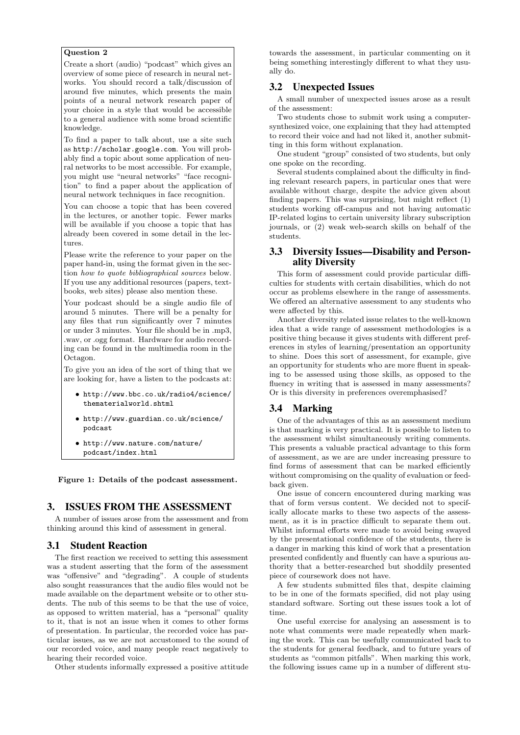**Question 2**

Create a short (audio) "podcast" which gives an overview of some piece of research in neural networks. You should record a talk/discussion of around five minutes, which presents the main points of a neural network research paper of your choice in a style that would be accessible to a general audience with some broad scientific knowledge.

To find a paper to talk about, use a site such as `http://scholar.google.com`. You will probably find a topic about some application of neural networks to be most accessible. For example, you might use "neural networks" "face recognition" to find a paper about the application of neural network techniques in face recognition.

You can choose a topic that has been covered in the lectures, or another topic. Fewer marks will be available if you choose a topic that has already been covered in some detail in the lectures.

Please write the reference to your paper on the paper hand-in, using the format given in the section *how to quote bibliographical sources* below. If you use any additional resources (papers, textbooks, web sites) please also mention these.

Your podcast should be a single audio file of around 5 minutes. There will be a penalty for any files that run significantly over 7 minutes or under 3 minutes. Your file should be in .mp3, .wav, or .ogg format. Hardware for audio recording can be found in the multimedia room in the Octagon.

To give you an idea of the sort of thing that we are looking for, have a listen to the podcasts at:

- `http://www.bbc.co.uk/radio4/science/thematerialworld.shtml`
- `http://www.guardian.co.uk/science/podcast`
- `http://www.nature.com/nature/podcast/index.html`

**Figure 1: Details of the podcast assessment.**

## 3. ISSUES FROM THE ASSESSMENT

A number of issues arose from the assessment and from thinking around this kind of assessment in general.

### 3.1 Student Reaction

The first reaction we received to setting this assessment was a student asserting that the form of the assessment was "offensive" and "degrading". A couple of students also sought reassurances that the audio files would not be made available on the department website or to other students. The nub of this seems to be that the use of voice, as opposed to written material, has a "personal" quality to it, that is not an issue when it comes to other forms of presentation. In particular, the recorded voice has particular issues, as we are not accustomed to the sound of our recorded voice, and many people react negatively to hearing their recorded voice.

Other students informally expressed a positive attitude towards the assessment, in particular commenting on it being something interestingly different to what they usually do.

### 3.2 Unexpected Issues

A small number of unexpected issues arose as a result of the assessment:

Two students chose to submit work using a computer-synthesized voice, one explaining that they had attempted to record their voice and had not liked it, another submitting in this form without explanation.

One student "group" consisted of two students, but only one spoke on the recording.

Several students complained about the difficulty in finding relevant research papers, in particular ones that were available without charge, despite the advice given about finding papers. This was surprising, but might reflect (1) students working off-campus and not having automatic IP-related logins to certain university library subscription journals, or (2) weak web-search skills on behalf of the students.

### 3.3 Diversity Issues—Disability and Personality Diversity

This form of assessment could provide particular difficulties for students with certain disabilities, which do not occur as problems elsewhere in the range of assessments. We offered an alternative assessment to any students who were affected by this.

Another diversity related issue relates to the well-known idea that a wide range of assessment methodologies is a positive thing because it gives students with different preferences in styles of learning/presentation an opportunity to shine. Does this sort of assessment, for example, give an opportunity for students who are more fluent in speaking to be assessed using those skills, as opposed to the fluency in writing that is assessed in many assessments? Or is this diversity in preferences overemphasised?

### 3.4 Marking

One of the advantages of this as an assessment medium is that marking is very practical. It is possible to listen to the assessment whilst simultaneously writing comments. This presents a valuable practical advantage to this form of assessment, as we are are under increasing pressure to find forms of assessment that can be marked efficiently without compromising on the quality of evaluation or feedback given.

One issue of concern encountered during marking was that of form versus content. We decided not to specifically allocate marks to these two aspects of the assessment, as it is in practice difficult to separate them out. Whilst informal efforts were made to avoid being swayed by the presentational confidence of the students, there is a danger in marking this kind of work that a presentation presented confidently and fluently can have a spurious authority that a better-researched but shoddily presented piece of coursework does not have.

A few students submitted files that, despite claiming to be in one of the formats specified, did not play using standard software. Sorting out these issues took a lot of time.

One useful exercise for analysing an assessment is to note what comments were made repeatedly when marking the work. This can be usefully communicated back to the students for general feedback, and to future years of students as "common pitfalls". When marking this work, the following issues came up in a number of different stu-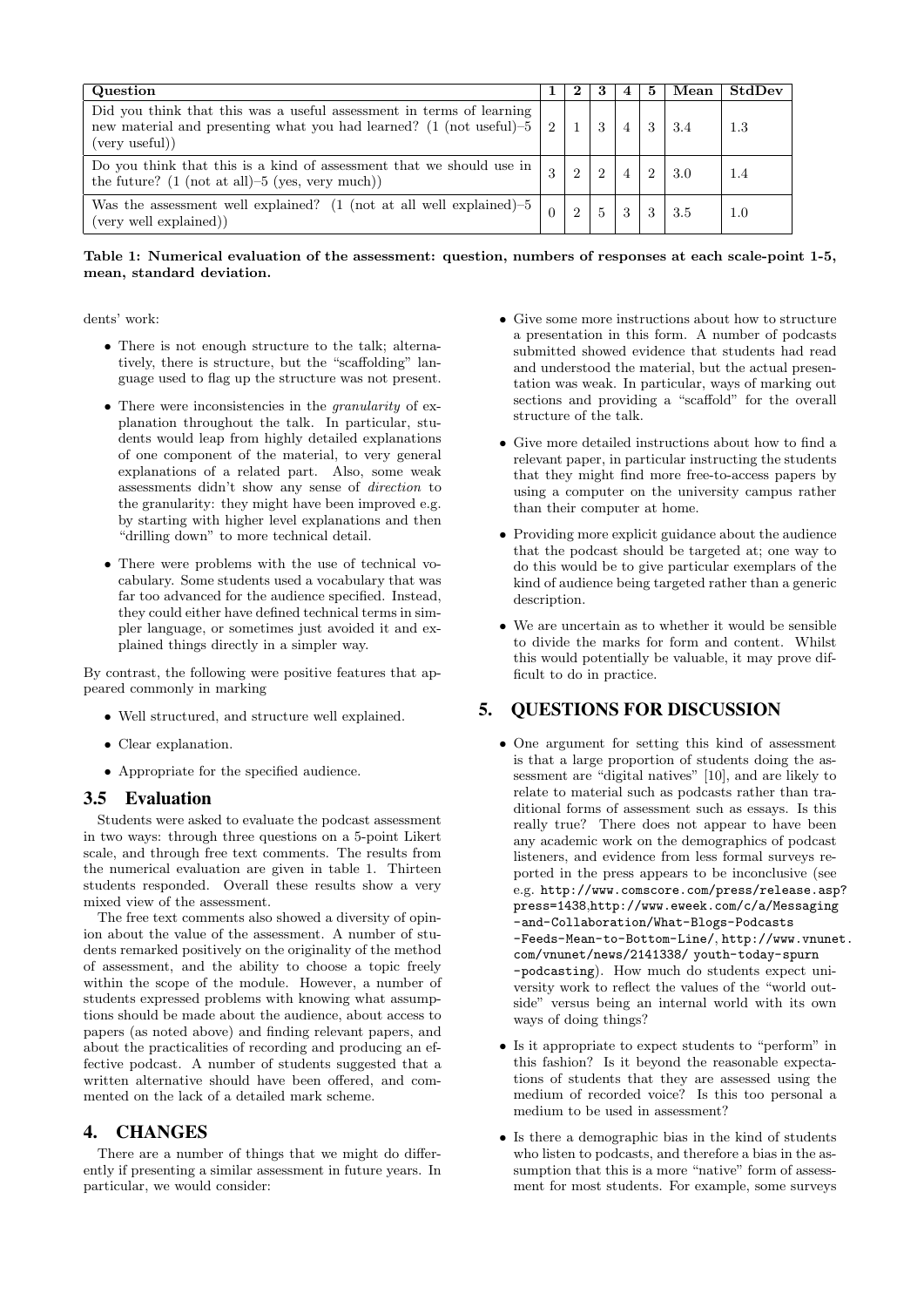| Question | 1 | 2 | 3 | 4 | 5 | Mean | StdDev |
|---|---|---|---|---|---|---|---|
| Did you think that this was a useful assessment in terms of learning new material and presenting what you had learned? (1 (not useful)–5 (very useful)) | 2 | 1 | 3 | 4 | 3 | 3.4 | 1.3 |
| Do you think that this is a kind of assessment that we should use in the future? (1 (not at all)–5 (yes, very much)) | 3 | 2 | 2 | 4 | 2 | 3.0 | 1.4 |
| Was the assessment well explained? (1 (not at all well explained)–5 (very well explained)) | 0 | 2 | 5 | 3 | 3 | 3.5 | 1.0 |

**Table 1: Numerical evaluation of the assessment: question, numbers of responses at each scale-point 1-5, mean, standard deviation.**

dents' work:

- There is not enough structure to the talk; alternatively, there is structure, but the "scaffolding" language used to flag up the structure was not present.
- There were inconsistencies in the *granularity* of explanation throughout the talk. In particular, students would leap from highly detailed explanations of one component of the material, to very general explanations of a related part. Also, some weak assessments didn't show any sense of *direction* to the granularity: they might have been improved e.g. by starting with higher level explanations and then "drilling down" to more technical detail.
- There were problems with the use of technical vocabulary. Some students used a vocabulary that was far too advanced for the audience specified. Instead, they could either have defined technical terms in simpler language, or sometimes just avoided it and explained things directly in a simpler way.

By contrast, the following were positive features that appeared commonly in marking

- Well structured, and structure well explained.
- Clear explanation.
- Appropriate for the specified audience.

### 3.5 Evaluation

Students were asked to evaluate the podcast assessment in two ways: through three questions on a 5-point Likert scale, and through free text comments. The results from the numerical evaluation are given in table 1. Thirteen students responded. Overall these results show a very mixed view of the assessment.

The free text comments also showed a diversity of opinion about the value of the assessment. A number of students remarked positively on the originality of the method of assessment, and the ability to choose a topic freely within the scope of the module. However, a number of students expressed problems with knowing what assumptions should be made about the audience, about access to papers (as noted above) and finding relevant papers, and about the practicalities of recording and producing an effective podcast. A number of students suggested that a written alternative should have been offered, and commented on the lack of a detailed mark scheme.

## 4. CHANGES

There are a number of things that we might do differently if presenting a similar assessment in future years. In particular, we would consider:

- Give some more instructions about how to structure a presentation in this form. A number of podcasts submitted showed evidence that students had read and understood the material, but the actual presentation was weak. In particular, ways of marking out sections and providing a "scaffold" for the overall structure of the talk.
- Give more detailed instructions about how to find a relevant paper, in particular instructing the students that they might find more free-to-access papers by using a computer on the university campus rather than their computer at home.
- Providing more explicit guidance about the audience that the podcast should be targeted at; one way to do this would be to give particular exemplars of the kind of audience being targeted rather than a generic description.
- We are uncertain as to whether it would be sensible to divide the marks for form and content. Whilst this would potentially be valuable, it may prove difficult to do in practice.

## 5. QUESTIONS FOR DISCUSSION

- One argument for setting this kind of assessment is that a large proportion of students doing the assessment are "digital natives" [10], and are likely to relate to material such as podcasts rather than traditional forms of assessment such as essays. Is this really true? There does not appear to have been any academic work on the demographics of podcast listeners, and evidence from less formal surveys reported in the press appears to be inconclusive (see e.g. `http://www.comscore.com/press/release.asp?press=1438`,`http://www.eweek.com/c/a/Messaging-and-Collaboration/What-Blogs-Podcasts-Feeds-Mean-to-Bottom-Line/`, `http://www.vnunet.com/vnunet/news/2141338/youth-today-spurn-podcasting`). How much do students expect university work to reflect the values of the "world outside" versus being an internal world with its own ways of doing things?
- Is it appropriate to expect students to "perform" in this fashion? Is it beyond the reasonable expectations of students that they are assessed using the medium of recorded voice? Is this too personal a medium to be used in assessment?
- Is there a demographic bias in the kind of students who listen to podcasts, and therefore a bias in the assumption that this is a more "native" form of assessment for most students. For example, some surveys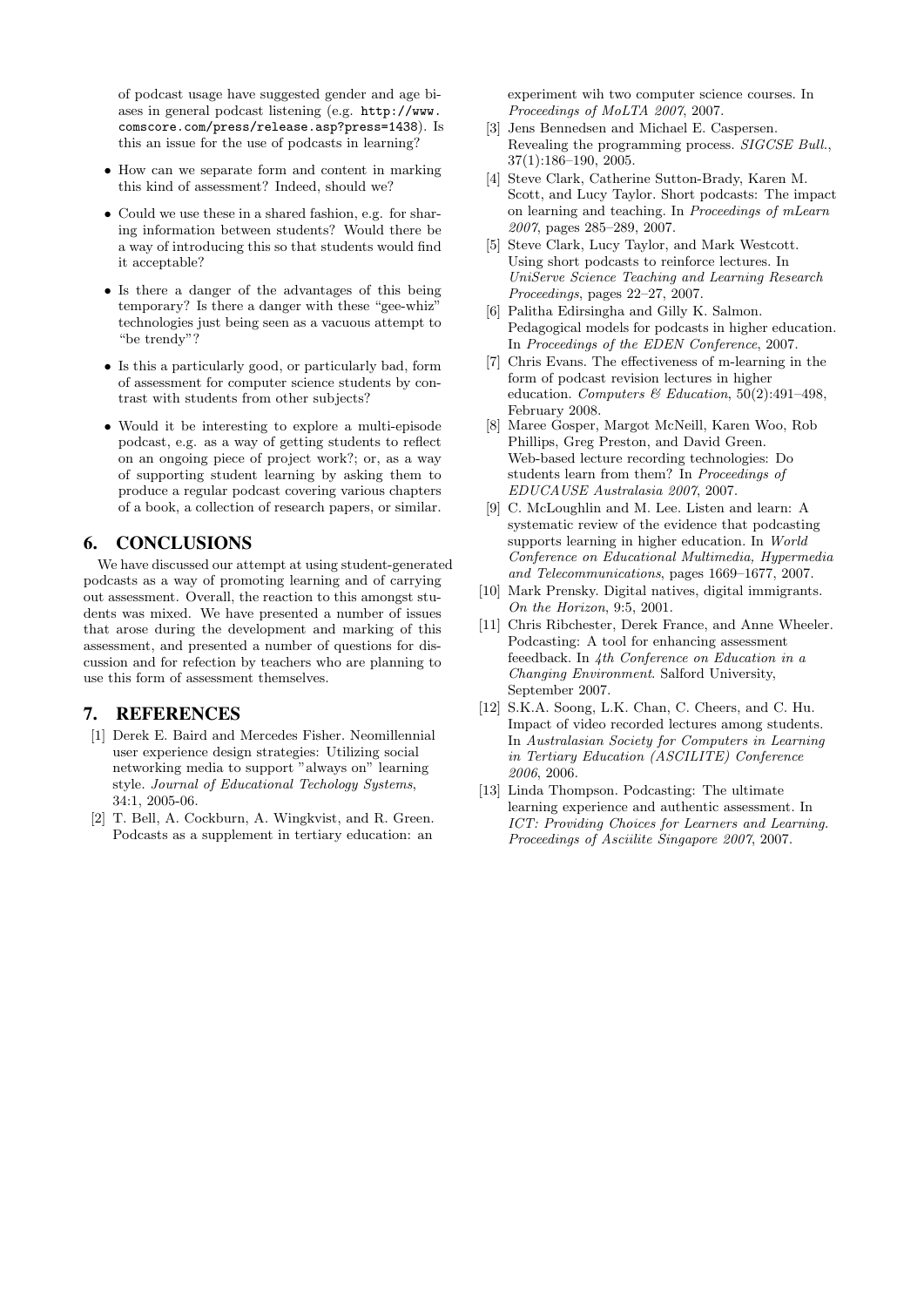of podcast usage have suggested gender and age biases in general podcast listening (e.g. http://www.comscore.com/press/release.asp?press=1438). Is this an issue for the use of podcasts in learning?

- How can we separate form and content in marking this kind of assessment? Indeed, should we?
- Could we use these in a shared fashion, e.g. for sharing information between students? Would there be a way of introducing this so that students would find it acceptable?
- Is there a danger of the advantages of this being temporary? Is there a danger with these "gee-whiz" technologies just being seen as a vacuous attempt to "be trendy"?
- Is this a particularly good, or particularly bad, form of assessment for computer science students by contrast with students from other subjects?
- Would it be interesting to explore a multi-episode podcast, e.g. as a way of getting students to reflect on an ongoing piece of project work?; or, as a way of supporting student learning by asking them to produce a regular podcast covering various chapters of a book, a collection of research papers, or similar.

## 6. CONCLUSIONS

We have discussed our attempt at using student-generated podcasts as a way of promoting learning and of carrying out assessment. Overall, the reaction to this amongst students was mixed. We have presented a number of issues that arose during the development and marking of this assessment, and presented a number of questions for discussion and for refection by teachers who are planning to use this form of assessment themselves.

## 7. REFERENCES

[1] Derek E. Baird and Mercedes Fisher. Neomillennial user experience design strategies: Utilizing social networking media to support "always on" learning style. *Journal of Educational Techology Systems*, 34:1, 2005-06.

[2] T. Bell, A. Cockburn, A. Wingkvist, and R. Green. Podcasts as a supplement in tertiary education: an experiment wih two computer science courses. In *Proceedings of MoLTA 2007*, 2007.

[3] Jens Bennedsen and Michael E. Caspersen. Revealing the programming process. *SIGCSE Bull.*, 37(1):186–190, 2005.

[4] Steve Clark, Catherine Sutton-Brady, Karen M. Scott, and Lucy Taylor. Short podcasts: The impact on learning and teaching. In *Proceedings of mLearn 2007*, pages 285–289, 2007.

[5] Steve Clark, Lucy Taylor, and Mark Westcott. Using short podcasts to reinforce lectures. In *UniServe Science Teaching and Learning Research Proceedings*, pages 22–27, 2007.

[6] Palitha Edirsingha and Gilly K. Salmon. Pedagogical models for podcasts in higher education. In *Proceedings of the EDEN Conference*, 2007.

[7] Chris Evans. The effectiveness of m-learning in the form of podcast revision lectures in higher education. *Computers & Education*, 50(2):491–498, February 2008.

[8] Maree Gosper, Margot McNeill, Karen Woo, Rob Phillips, Greg Preston, and David Green. Web-based lecture recording technologies: Do students learn from them? In *Proceedings of EDUCAUSE Australasia 2007*, 2007.

[9] C. McLoughlin and M. Lee. Listen and learn: A systematic review of the evidence that podcasting supports learning in higher education. In *World Conference on Educational Multimedia, Hypermedia and Telecommunications*, pages 1669–1677, 2007.

[10] Mark Prensky. Digital natives, digital immigrants. *On the Horizon*, 9:5, 2001.

[11] Chris Ribchester, Derek France, and Anne Wheeler. Podcasting: A tool for enhancing assessment feeedback. In *4th Conference on Education in a Changing Environment*. Salford University, September 2007.

[12] S.K.A. Soong, L.K. Chan, C. Cheers, and C. Hu. Impact of video recorded lectures among students. In *Australasian Society for Computers in Learning in Tertiary Education (ASCILITE) Conference 2006*, 2006.

[13] Linda Thompson. Podcasting: The ultimate learning experience and authentic assessment. In *ICT: Providing Choices for Learners and Learning. Proceedings of Asciilite Singapore 2007*, 2007.